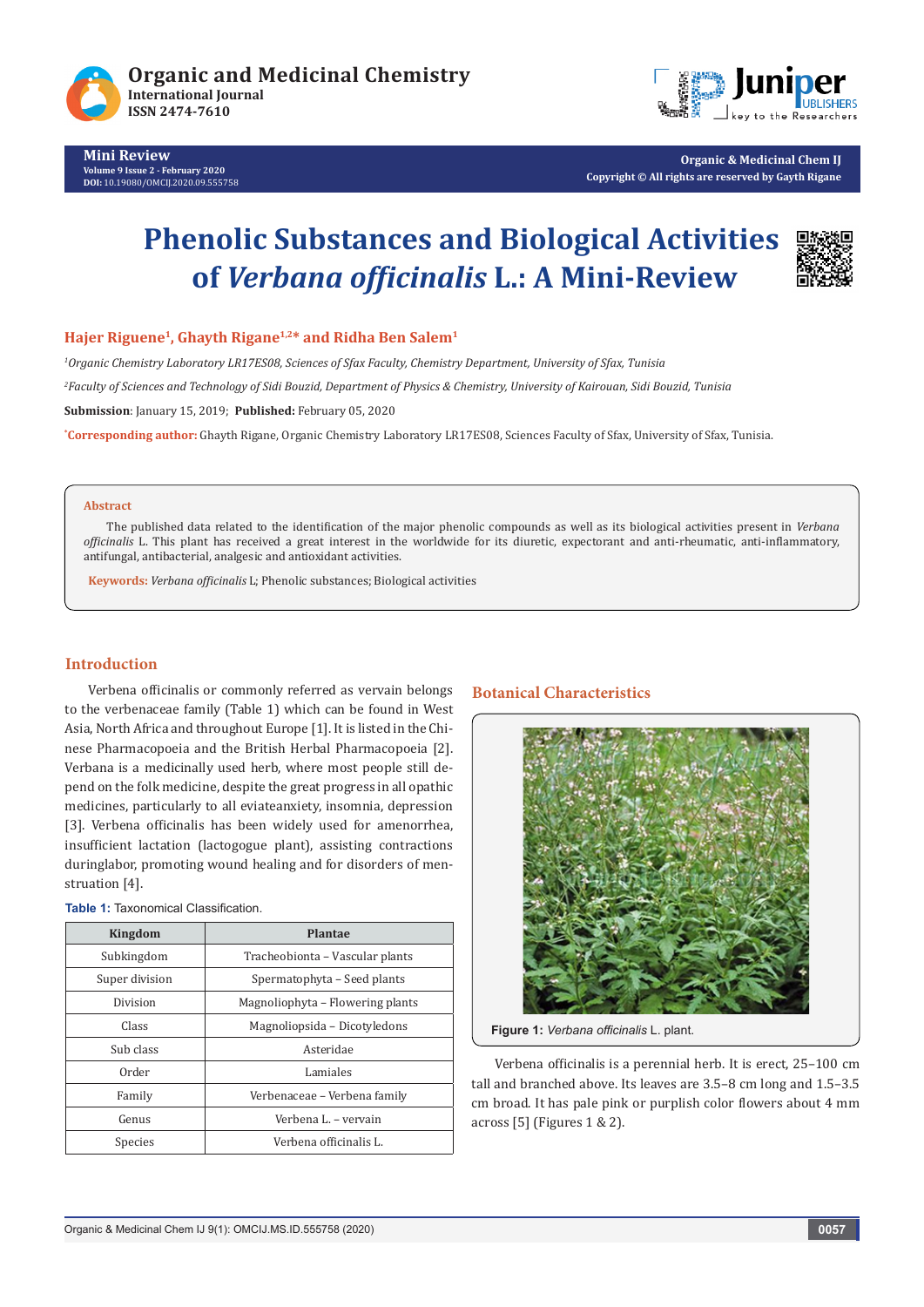# Phenolic Substances and Biological Activities of *Verbana officinalis* L.: A Mini-Review

**Hajer Riguene[1], Ghayth Rigane[1,2]* and Ridha Ben Salem[1]**

[1]*Organic Chemistry Laboratory LR17ES08, Sciences of Sfax Faculty, Chemistry Department, University of Sfax, Tunisia*

[2]*Faculty of Sciences and Technology of Sidi Bouzid, Department of Physics & Chemistry, University of Kairouan, Sidi Bouzid, Tunisia*

**Submission**: January 15, 2019; **Published:** February 05, 2020

***Corresponding author:** Ghayth Rigane, Organic Chemistry Laboratory LR17ES08, Sciences Faculty of Sfax, University of Sfax, Tunisia.

**Abstract**

The published data related to the identification of the major phenolic compounds as well as its biological activities present in *Verbana officinalis* L. This plant has received a great interest in the worldwide for its diuretic, expectorant and anti-rheumatic, anti-inflammatory, antifungal, antibacterial, analgesic and antioxidant activities.

**Keywords:** *Verbana officinalis* L; Phenolic substances; Biological activities

## Introduction

Verbena officinalis or commonly referred as vervain belongs to the verbenaceae family (Table 1) which can be found in West Asia, North Africa and throughout Europe [1]. It is listed in the Chinese Pharmacopoeia and the British Herbal Pharmacopoeia [2]. Verbana is a medicinally used herb, where most people still depend on the folk medicine, despite the great progress in all opathic medicines, particularly to all eviateanxiety, insomnia, depression [3]. Verbena officinalis has been widely used for amenorrhea, insufficient lactation (lactogogue plant), assisting contractions duringlabor, promoting wound healing and for disorders of menstruation [4].

**Table 1:** Taxonomical Classification.

| Kingdom | Plantae |
|---|---|
| Subkingdom | Tracheobionta – Vascular plants |
| Super division | Spermatophyta – Seed plants |
| Division | Magnoliophyta – Flowering plants |
| Class | Magnoliopsida – Dicotyledons |
| Sub class | Asteridae |
| Order | Lamiales |
| Family | Verbenaceae – Verbena family |
| Genus | Verbena L. – vervain |
| Species | Verbena officinalis L. |

## Botanical Characteristics

**Figure 1:** *Verbana officinalis* L. plant.

Verbena officinalis is a perennial herb. It is erect, 25–100 cm tall and branched above. Its leaves are 3.5–8 cm long and 1.5–3.5 cm broad. It has pale pink or purplish color flowers about 4 mm across [5] (Figures 1 & 2).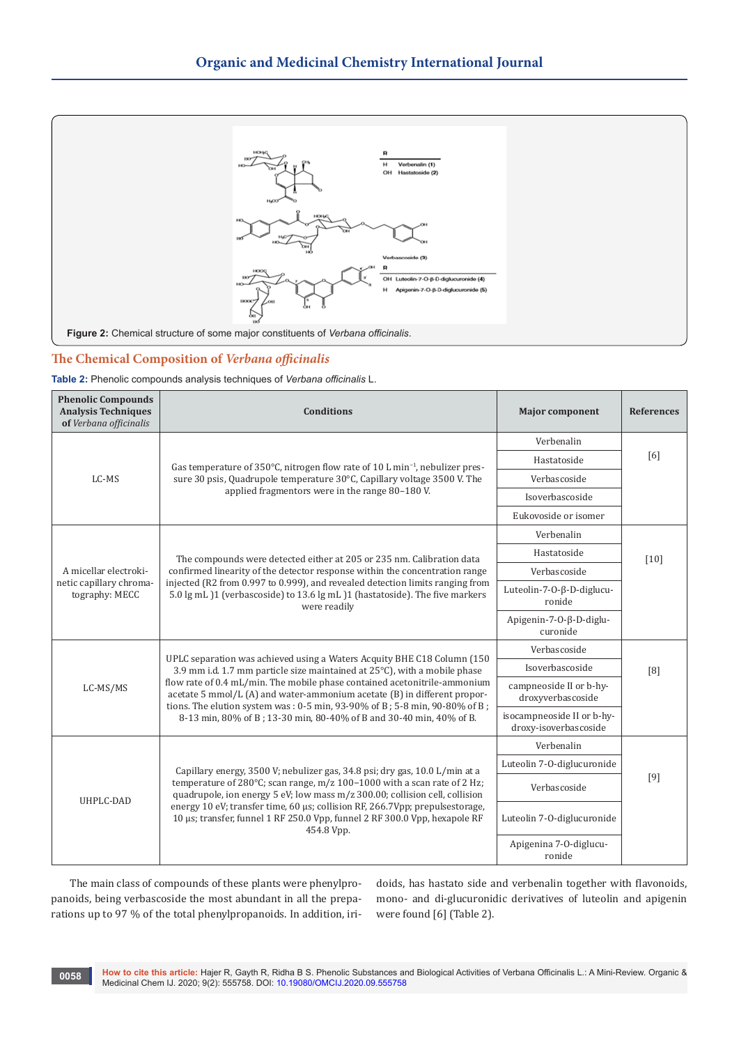Figure 2: Chemical structure of some major constituents of *Verbana officinalis*.

## The Chemical Composition of *Verbana officinalis*

**Table 2:** Phenolic compounds analysis techniques of *Verbana officinalis* L.

| Phenolic Compounds Analysis Techniques of *Verbana officinalis* | Conditions | Major component | References |
|---|---|---|---|
| LC-MS | Gas temperature of 350°C, nitrogen flow rate of 10 L $min^{-1}$, nebulizer pressure 30 psis, Quadrupole temperature 30°C, Capillary voltage 3500 V. The applied fragmentors were in the range 80–180 V. | Verbenalin | [6] |
| | | Hastatoside | |
| | | Verbascoside | |
| | | Isoverbascoside | |
| | | Eukovoside or isomer | |
| A micellar electrokinetic capillary chromatography: MECC | The compounds were detected either at 205 or 235 nm. Calibration data confirmed linearity of the detector response within the concentration range injected (R2 from 0.997 to 0.999), and revealed detection limits ranging from 5.0 lg mL )1 (verbascoside) to 13.6 lg mL )1 (hastatoside). The five markers were readily | Verbenalin | [10] |
| | | Hastatoside | |
| | | Verbascoside | |
| | | Luteolin-7-O-β-D-diglucuronide | |
| | | Apigenin-7-O-β-D-diglucuronide | |
| LC-MS/MS | UPLC separation was achieved using a Waters Acquity BHE C18 Column (150 3.9 mm i.d. 1.7 mm particle size maintained at 25°C), with a mobile phase flow rate of 0.4 mL/min. The mobile phase contained acetonitrile-ammonium acetate 5 mmol/L (A) and water-ammonium acetate (B) in different proportions. The elution system was : 0-5 min, 93-90% of B ; 5-8 min, 90-80% of B ; 8-13 min, 80% of B ; 13-30 min, 80-40% of B and 30-40 min, 40% of B. | Verbascoside | [8] |
| | | Isoverbascoside | |
| | | campneoside II or b-hydroxyverbascoside | |
| | | isocampneoside II or b-hydroxy-isoverbascoside | |
| UHPLC-DAD | Capillary energy, 3500 V; nebulizer gas, 34.8 psi; dry gas, 10.0 L/min at a temperature of 280°C; scan range, m/z 100–1000 with a scan rate of 2 Hz; quadrupole, ion energy 5 eV; low mass m/z 300.00; collision cell, collision energy 10 eV; transfer time, 60 µs; collision RF, 266.7Vpp; prepulsestorage, 10 µs; transfer, funnel 1 RF 250.0 Vpp, funnel 2 RF 300.0 Vpp, hexapole RF 454.8 Vpp. | Verbenalin | [9] |
| | | Luteolin 7-O-diglucuronide | |
| | | Verbascoside | |
| | | Luteolin 7-O-diglucuronide | |
| | | Apigenina 7-O-diglucuronide | |

The main class of compounds of these plants were phenylpropanoids, being verbascoside the most abundant in all the preparations up to 97 % of the total phenylpropanoids. In addition, iridoids, has hastato side and verbenalin together with flavonoids, mono- and di-glucuronidic derivatives of luteolin and apigenin were found [6] (Table 2).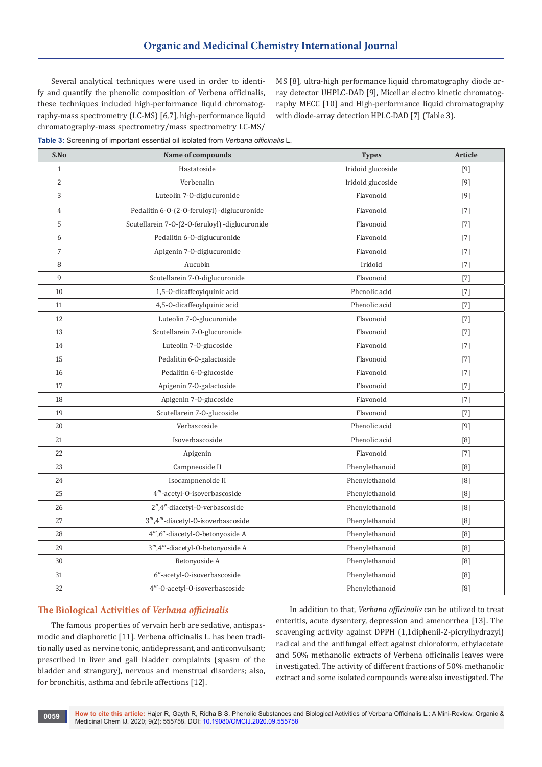Several analytical techniques were used in order to identify and quantify the phenolic composition of Verbena officinalis, these techniques included high-performance liquid chromatography-mass spectrometry (LC-MS) [6,7], high-performance liquid chromatography-mass spectrometry/mass spectrometry LC-MS/MS [8], ultra-high performance liquid chromatography diode array detector UHPLC-DAD [9], Micellar electro kinetic chromatography MECC [10] and High-performance liquid chromatography with diode-array detection HPLC-DAD [7] (Table 3).

**Table 3:** Screening of important essential oil isolated from *Verbana officinalis* L.

| S.No | Name of compounds | Types | Article |
|---|---|---|---|
| 1 | Hastatoside | Iridoid glucoside | [9] |
| 2 | Verbenalin | Iridoid glucoside | [9] |
| 3 | Luteolin 7-O-diglucuronide | Flavonoid | [9] |
| 4 | Pedalitin 6-O-(2-O-feruloyl) -diglucuronide | Flavonoid | [7] |
| 5 | Scutellarein 7-O-(2-O-feruloyl) -diglucuronide | Flavonoid | [7] |
| 6 | Pedalitin 6-O-diglucuronide | Flavonoid | [7] |
| 7 | Apigenin 7-O-diglucuronide | Flavonoid | [7] |
| 8 | Aucubin | Iridoid | [7] |
| 9 | Scutellarein 7-O-diglucuronide | Flavonoid | [7] |
| 10 | 1,5-O-dicaffeoylquinic acid | Phenolic acid | [7] |
| 11 | 4,5-O-dicaffeoylquinic acid | Phenolic acid | [7] |
| 12 | Luteolin 7-O-glucuronide | Flavonoid | [7] |
| 13 | Scutellarein 7-O-glucuronide | Flavonoid | [7] |
| 14 | Luteolin 7-O-glucoside | Flavonoid | [7] |
| 15 | Pedalitin 6-O-galactoside | Flavonoid | [7] |
| 16 | Pedalitin 6-O-glucoside | Flavonoid | [7] |
| 17 | Apigenin 7-O-galactoside | Flavonoid | [7] |
| 18 | Apigenin 7-O-glucoside | Flavonoid | [7] |
| 19 | Scutellarein 7-O-glucoside | Flavonoid | [7] |
| 20 | Verbascoside | Phenolic acid | [9] |
| 21 | Isoverbascoside | Phenolic acid | [8] |
| 22 | Apigenin | Flavonoid | [7] |
| 23 | Campneoside II | Phenylethanoid | [8] |
| 24 | Isocampnenoide II | Phenylethanoid | [8] |
| 25 | 4‴-acetyl-O-isoverbascoside | Phenylethanoid | [8] |
| 26 | 2″,4″-diacetyl-O-verbascoside | Phenylethanoid | [8] |
| 27 | 3‴,4‴-diacetyl-O-isoverbascoside | Phenylethanoid | [8] |
| 28 | 4‴,6″-diacetyl-O-betonyoside A | Phenylethanoid | [8] |
| 29 | 3‴,4‴-diacetyl-O-betonyoside A | Phenylethanoid | [8] |
| 30 | Betonyoside A | Phenylethanoid | [8] |
| 31 | 6″-acetyl-O-isoverbascoside | Phenylethanoid | [8] |
| 32 | 4‴-O-acetyl-O-isoverbascoside | Phenylethanoid | [8] |

## The Biological Activities of *Verbana officinalis*

The famous properties of vervain herb are sedative, antispasmodic and diaphoretic [11]. Verbena officinalis L. has been traditionally used as nervine tonic, antidepressant, and anticonvulsant; prescribed in liver and gall bladder complaints (spasm of the bladder and strangury), nervous and menstrual disorders; also, for bronchitis, asthma and febrile affections [12].

In addition to that, *Verbana officinalis* can be utilized to treat enteritis, acute dysentery, depression and amenorrhea [13]. The scavenging activity against DPPH (1,1diphenil-2-picrylhydrazyl) radical and the antifungal effect against chloroform, ethylacetate and 50% methanolic extracts of Verbena officinalis leaves were investigated. The activity of different fractions of 50% methanolic extract and some isolated compounds were also investigated. The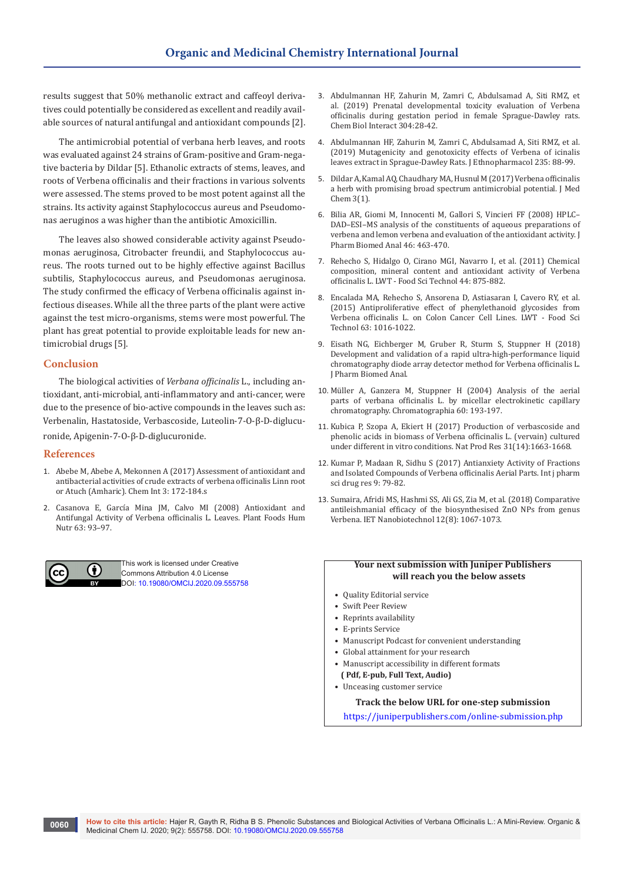results suggest that 50% methanolic extract and caffeoyl derivatives could potentially be considered as excellent and readily available sources of natural antifungal and antioxidant compounds [2].

The antimicrobial potential of verbana herb leaves, and roots was evaluated against 24 strains of Gram-positive and Gram-negative bacteria by Dildar [5]. Ethanolic extracts of stems, leaves, and roots of Verbena officinalis and their fractions in various solvents were assessed. The stems proved to be most potent against all the strains. Its activity against Staphylococcus aureus and Pseudomonas aeruginos a was higher than the antibiotic Amoxicillin.

The leaves also showed considerable activity against Pseudomonas aeruginosa, Citrobacter freundii, and Staphylococcus aureus. The roots turned out to be highly effective against Bacillus subtilis, Staphylococcus aureus, and Pseudomonas aeruginosa. The study confirmed the efficacy of Verbena officinalis against infectious diseases. While all the three parts of the plant were active against the test micro-organisms, stems were most powerful. The plant has great potential to provide exploitable leads for new antimicrobial drugs [5].

## Conclusion

The biological activities of *Verbana officinalis* L., including antioxidant, anti-microbial, anti-inflammatory and anti-cancer, were due to the presence of bio-active compounds in the leaves such as: Verbenalin, Hastatoside, Verbascoside, Luteolin-7-O-β-D-diglucuronide, Apigenin-7-O-β-D-diglucuronide.

## References

1. Abebe M, Abebe A, Mekonnen A (2017) Assessment of antioxidant and antibacterial activities of crude extracts of verbena officinalis Linn root or Atuch (Amharic). Chem Int 3: 172-184.s
2. Casanova E, García Mina JM, Calvo MI (2008) Antioxidant and Antifungal Activity of Verbena officinalis L. Leaves. Plant Foods Hum Nutr 63: 93–97.
3. Abdulmannan HF, Zahurin M, Zamri C, Abdulsamad A, Siti RMZ, et al. (2019) Prenatal developmental toxicity evaluation of Verbena officinalis during gestation period in female Sprague-Dawley rats. Chem Biol Interact 304:28-42.
4. Abdulmannan HF, Zahurin M, Zamri C, Abdulsamad A, Siti RMZ, et al. (2019) Mutagenicity and genotoxicity effects of Verbena of icinalis leaves extract in Sprague-Dawley Rats. J Ethnopharmacol 235: 88-99.
5. Dildar A, Kamal AQ, Chaudhary MA, Husnul M (2017) Verbena officinalis a herb with promising broad spectrum antimicrobial potential. J Med Chem 3(1).
6. Bilia AR, Giomi M, Innocenti M, Gallori S, Vincieri FF (2008) HPLC–DAD–ESI–MS analysis of the constituents of aqueous preparations of verbena and lemon verbena and evaluation of the antioxidant activity. J Pharm Biomed Anal 46: 463-470.
7. Rehecho S, Hidalgo O, Cirano MGI, Navarro I, et al. (2011) Chemical composition, mineral content and antioxidant activity of Verbena officinalis L. LWT - Food Sci Technol 44: 875-882.
8. Encalada MA, Rehecho S, Ansorena D, Astiasaran I, Cavero RY, et al. (2015) Antiproliferative effect of phenylethanoid glycosides from Verbena officinalis L. on Colon Cancer Cell Lines. LWT - Food Sci Technol 63: 1016-1022.
9. Eisath NG, Eichberger M, Gruber R, Sturm S, Stuppner H (2018) Development and validation of a rapid ultra-high-performance liquid chromatography diode array detector method for Verbena officinalis L. J Pharm Biomed Anal.
10. Müller A, Ganzera M, Stuppner H (2004) Analysis of the aerial parts of verbana officinalis L. by micellar electrokinetic capillary chromatography. Chromatographia 60: 193-197.
11. Kubica P, Szopa A, Ekiert H (2017) Production of verbascoside and phenolic acids in biomass of Verbena officinalis L. (vervain) cultured under different in vitro conditions. Nat Prod Res 31(14):1663-1668.
12. Kumar P, Madaan R, Sidhu S (2017) Antianxiety Activity of Fractions and Isolated Compounds of Verbena officinalis Aerial Parts. Int j pharm sci drug res 9: 79-82.
13. Sumaira, Afridi MS, Hashmi SS, Ali GS, Zia M, et al. (2018) Comparative antileishmanial efficacy of the biosynthesised ZnO NPs from genus Verbena. IET Nanobiotechnol 12(8): 1067-1073.

This work is licensed under Creative Commons Attribution 4.0 License
DOI: 10.19080/OMCIJ.2020.09.555758

**Your next submission with Juniper Publishers will reach you the below assets**

- Quality Editorial service
- Swift Peer Review
- Reprints availability
- E-prints Service
- Manuscript Podcast for convenient understanding
- Global attainment for your research
- Manuscript accessibility in different formats
  **( Pdf, E-pub, Full Text, Audio)**
- Unceasing customer service

**Track the below URL for one-step submission**
https://juniperpublishers.com/online-submission.php

**How to cite this article:** Hajer R, Gayth R, Ridha B S. Phenolic Substances and Biological Activities of Verbana Officinalis L.: A Mini-Review. Organic & Medicinal Chem IJ. 2020; 9(2): 555758. DOI: 10.19080/OMCIJ.2020.09.555758